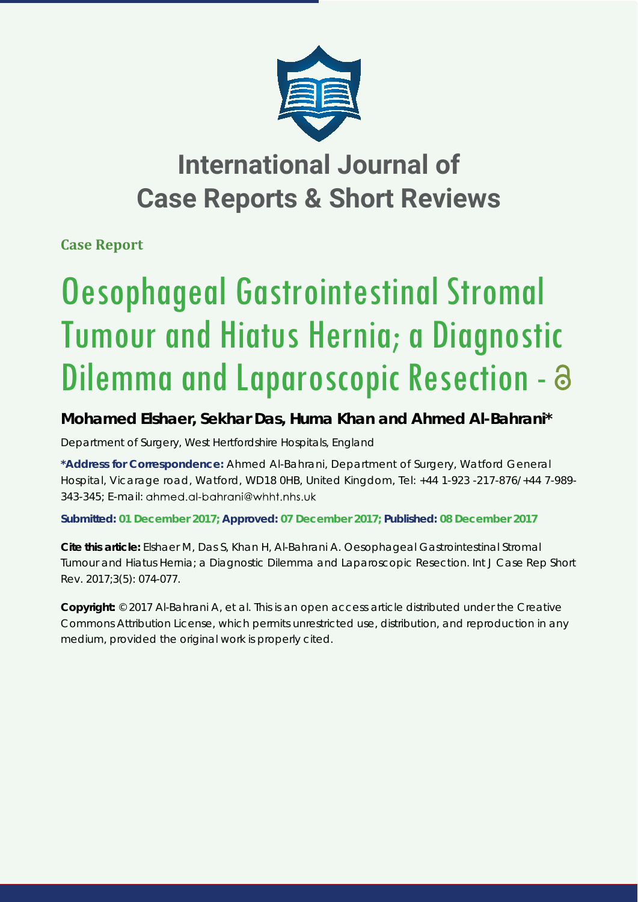# International Journal of Case Reports & Short Reviews

**Case Report**

# Oesophageal Gastrointestinal Stromal Tumour and Hiatus Hernia; a Diagnostic Dilemma and Laparoscopic Resection

**Mohamed Elshaer, Sekhar Das, Huma Khan and Ahmed Al-Bahrani***

Department of Surgery, West Hertfordshire Hospitals, England

**\*Address for Correspondence:** Ahmed Al-Bahrani, Department of Surgery, Watford General Hospital, Vicarage road, Watford, WD18 0HB, United Kingdom, Tel: +44 1-923 -217-876/+44 7-989-343-345; E-mail: ahmed.al-bahrani@whht.nhs.uk

**Submitted: 01 December 2017; Approved: 07 December 2017; Published: 08 December 2017**

**Cite this article:** Elshaer M, Das S, Khan H, Al-Bahrani A. Oesophageal Gastrointestinal Stromal Tumour and Hiatus Hernia; a Diagnostic Dilemma and Laparoscopic Resection. Int J Case Rep Short Rev. 2017;3(5): 074-077.

**Copyright:** © 2017 Al-Bahrani A, et al. This is an open access article distributed under the Creative Commons Attribution License, which permits unrestricted use, distribution, and reproduction in any medium, provided the original work is properly cited.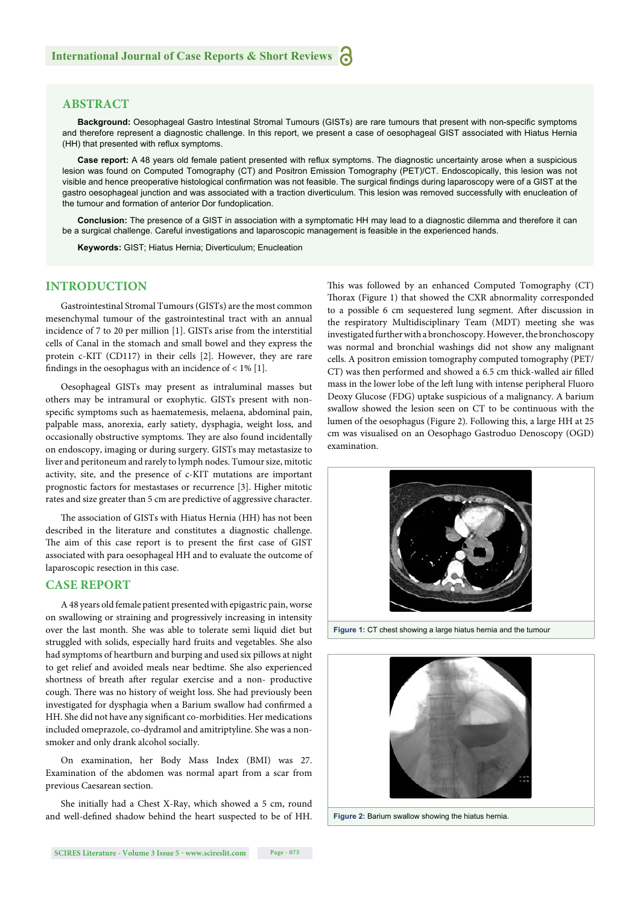## ABSTRACT

**Background:** Oesophageal Gastro Intestinal Stromal Tumours (GISTs) are rare tumours that present with non-specific symptoms and therefore represent a diagnostic challenge. In this report, we present a case of oesophageal GIST associated with Hiatus Hernia (HH) that presented with reflux symptoms.

**Case report:** A 48 years old female patient presented with reflux symptoms. The diagnostic uncertainty arose when a suspicious lesion was found on Computed Tomography (CT) and Positron Emission Tomography (PET)/CT. Endoscopically, this lesion was not visible and hence preoperative histological confirmation was not feasible. The surgical findings during laparoscopy were of a GIST at the gastro oesophageal junction and was associated with a traction diverticulum. This lesion was removed successfully with enucleation of the tumour and formation of anterior Dor fundoplication.

**Conclusion:** The presence of a GIST in association with a symptomatic HH may lead to a diagnostic dilemma and therefore it can be a surgical challenge. Careful investigations and laparoscopic management is feasible in the experienced hands.

**Keywords:** GIST; Hiatus Hernia; Diverticulum; Enucleation

## INTRODUCTION

Gastrointestinal Stromal Tumours (GISTs) are the most common mesenchymal tumour of the gastrointestinal tract with an annual incidence of 7 to 20 per million [1]. GISTs arise from the interstitial cells of Canal in the stomach and small bowel and they express the protein c-KIT (CD117) in their cells [2]. However, they are rare findings in the oesophagus with an incidence of < 1% [1].

Oesophageal GISTs may present as intraluminal masses but others may be intramural or exophytic. GISTs present with non-specific symptoms such as haematemesis, melaena, abdominal pain, palpable mass, anorexia, early satiety, dysphagia, weight loss, and occasionally obstructive symptoms. They are also found incidentally on endoscopy, imaging or during surgery. GISTs may metastasize to liver and peritoneum and rarely to lymph nodes. Tumour size, mitotic activity, site, and the presence of c-KIT mutations are important prognostic factors for mestastases or recurrence [3]. Higher mitotic rates and size greater than 5 cm are predictive of aggressive character.

The association of GISTs with Hiatus Hernia (HH) has not been described in the literature and constitutes a diagnostic challenge. The aim of this case report is to present the first case of GIST associated with para oesophageal HH and to evaluate the outcome of laparoscopic resection in this case.

## CASE REPORT

A 48 years old female patient presented with epigastric pain, worse on swallowing or straining and progressively increasing in intensity over the last month. She was able to tolerate semi liquid diet but struggled with solids, especially hard fruits and vegetables. She also had symptoms of heartburn and burping and used six pillows at night to get relief and avoided meals near bedtime. She also experienced shortness of breath after regular exercise and a non- productive cough. There was no history of weight loss. She had previously been investigated for dysphagia when a Barium swallow had confirmed a HH. She did not have any significant co-morbidities. Her medications included omeprazole, co-dydramol and amitriptyline. She was a non-smoker and only drank alcohol socially.

On examination, her Body Mass Index (BMI) was 27. Examination of the abdomen was normal apart from a scar from previous Caesarean section.

She initially had a Chest X-Ray, which showed a 5 cm, round and well-defined shadow behind the heart suspected to be of HH. This was followed by an enhanced Computed Tomography (CT) Thorax (Figure 1) that showed the CXR abnormality corresponded to a possible 6 cm sequestered lung segment. After discussion in the respiratory Multidisciplinary Team (MDT) meeting she was investigated further with a bronchoscopy. However, the bronchoscopy was normal and bronchial washings did not show any malignant cells. A positron emission tomography computed tomography (PET/CT) was then performed and showed a 6.5 cm thick-walled air filled mass in the lower lobe of the left lung with intense peripheral Fluoro Deoxy Glucose (FDG) uptake suspicious of a malignancy. A barium swallow showed the lesion seen on CT to be continuous with the lumen of the oesophagus (Figure 2). Following this, a large HH at 25 cm was visualised on an Oesophago Gastroduo Denoscopy (OGD) examination.

**Figure 1:** CT chest showing a large hiatus hernia and the tumour

**Figure 2:** Barium swallow showing the hiatus hernia.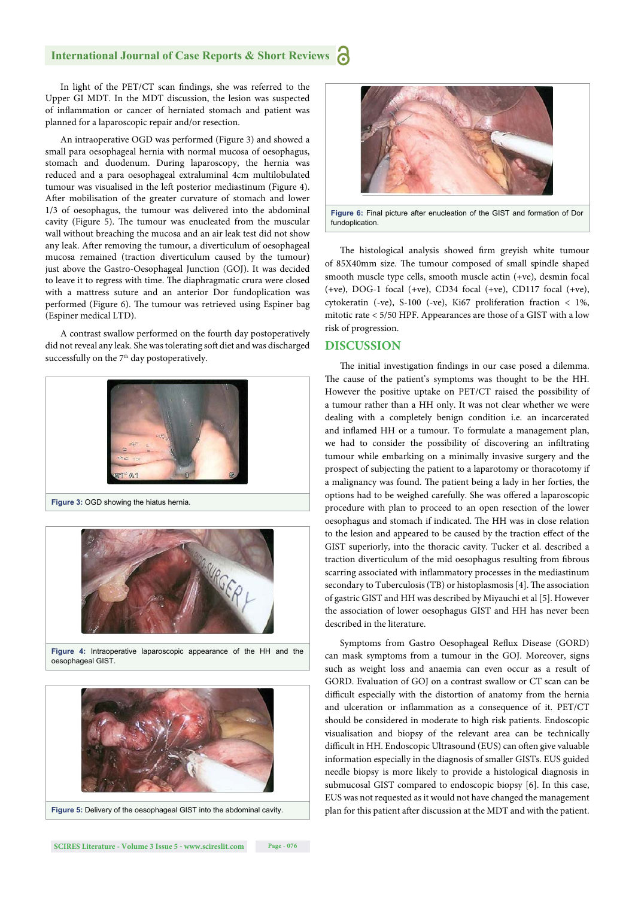In light of the PET/CT scan findings, she was referred to the Upper GI MDT. In the MDT discussion, the lesion was suspected of inflammation or cancer of herniated stomach and patient was planned for a laparoscopic repair and/or resection.

An intraoperative OGD was performed (Figure 3) and showed a small para oesophageal hernia with normal mucosa of oesophagus, stomach and duodenum. During laparoscopy, the hernia was reduced and a para oesophageal extraluminal 4cm multilobulated tumour was visualised in the left posterior mediastinum (Figure 4). After mobilisation of the greater curvature of stomach and lower 1/3 of oesophagus, the tumour was delivered into the abdominal cavity (Figure 5). The tumour was enucleated from the muscular wall without breaching the mucosa and an air leak test did not show any leak. After removing the tumour, a diverticulum of oesophageal mucosa remained (traction diverticulum caused by the tumour) just above the Gastro-Oesophageal Junction (GOJ). It was decided to leave it to regress with time. The diaphragmatic crura were closed with a mattress suture and an anterior Dor fundoplication was performed (Figure 6). The tumour was retrieved using Espiner bag (Espiner medical LTD).

A contrast swallow performed on the fourth day postoperatively did not reveal any leak. She was tolerating soft diet and was discharged successfully on the 7th day postoperatively.

**Figure 3:** OGD showing the hiatus hernia.

**Figure 4:** Intraoperative laparoscopic appearance of the HH and the oesophageal GIST.

**Figure 5:** Delivery of the oesophageal GIST into the abdominal cavity.

**Figure 6:** Final picture after enucleation of the GIST and formation of Dor fundoplication.

The histological analysis showed firm greyish white tumour of 85X40mm size. The tumour composed of small spindle shaped smooth muscle type cells, smooth muscle actin (+ve), desmin focal (+ve), DOG-1 focal (+ve), CD34 focal (+ve), CD117 focal (+ve), cytokeratin (-ve), S-100 (-ve), Ki67 proliferation fraction < 1%, mitotic rate < 5/50 HPF. Appearances are those of a GIST with a low risk of progression.

## DISCUSSION

The initial investigation findings in our case posed a dilemma. The cause of the patient's symptoms was thought to be the HH. However the positive uptake on PET/CT raised the possibility of a tumour rather than a HH only. It was not clear whether we were dealing with a completely benign condition i.e. an incarcerated and inflamed HH or a tumour. To formulate a management plan, we had to consider the possibility of discovering an infiltrating tumour while embarking on a minimally invasive surgery and the prospect of subjecting the patient to a laparotomy or thoracotomy if a malignancy was found. The patient being a lady in her forties, the options had to be weighed carefully. She was offered a laparoscopic procedure with plan to proceed to an open resection of the lower oesophagus and stomach if indicated. The HH was in close relation to the lesion and appeared to be caused by the traction effect of the GIST superiorly, into the thoracic cavity. Tucker et al. described a traction diverticulum of the mid oesophagus resulting from fibrous scarring associated with inflammatory processes in the mediastinum secondary to Tuberculosis (TB) or histoplasmosis [4]. The association of gastric GIST and HH was described by Miyauchi et al [5]. However the association of lower oesophagus GIST and HH has never been described in the literature.

Symptoms from Gastro Oesophageal Reflux Disease (GORD) can mask symptoms from a tumour in the GOJ. Moreover, signs such as weight loss and anaemia can even occur as a result of GORD. Evaluation of GOJ on a contrast swallow or CT scan can be difficult especially with the distortion of anatomy from the hernia and ulceration or inflammation as a consequence of it. PET/CT should be considered in moderate to high risk patients. Endoscopic visualisation and biopsy of the relevant area can be technically difficult in HH. Endoscopic Ultrasound (EUS) can often give valuable information especially in the diagnosis of smaller GISTs. EUS guided needle biopsy is more likely to provide a histological diagnosis in submucosal GIST compared to endoscopic biopsy [6]. In this case, EUS was not requested as it would not have changed the management plan for this patient after discussion at the MDT and with the patient.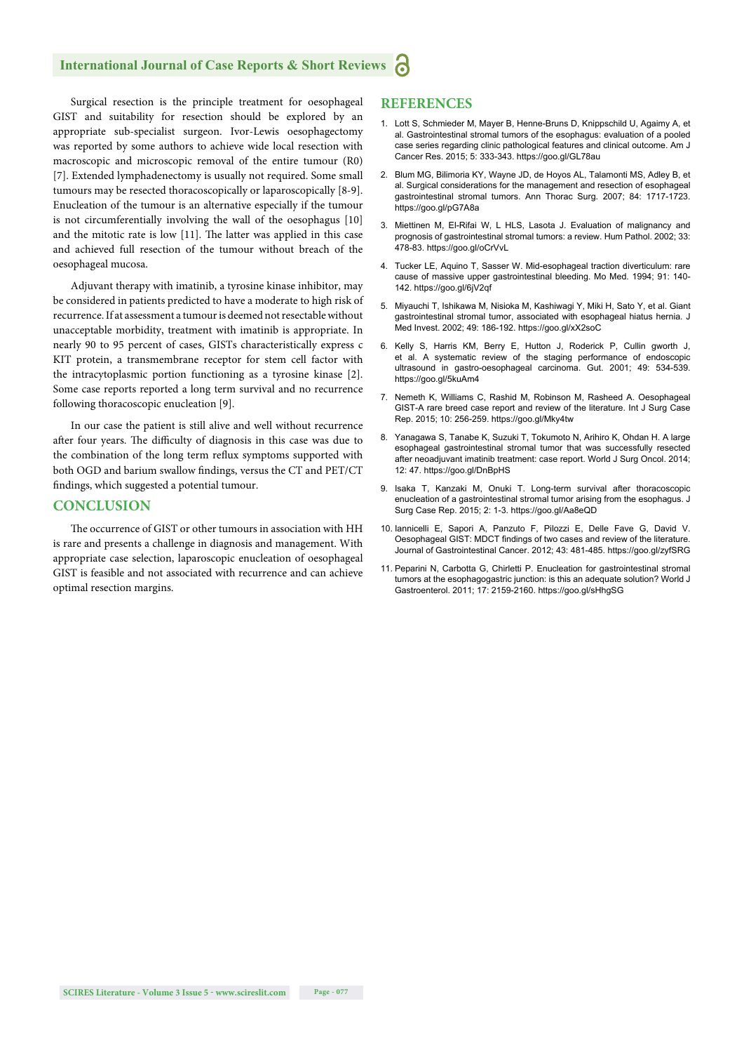Surgical resection is the principle treatment for oesophageal GIST and suitability for resection should be explored by an appropriate sub-specialist surgeon. Ivor-Lewis oesophagectomy was reported by some authors to achieve wide local resection with macroscopic and microscopic removal of the entire tumour (R0) [7]. Extended lymphadenectomy is usually not required. Some small tumours may be resected thoracoscopically or laparoscopically [8-9]. Enucleation of the tumour is an alternative especially if the tumour is not circumferentially involving the wall of the oesophagus [10] and the mitotic rate is low [11]. The latter was applied in this case and achieved full resection of the tumour without breach of the oesophageal mucosa.

Adjuvant therapy with imatinib, a tyrosine kinase inhibitor, may be considered in patients predicted to have a moderate to high risk of recurrence. If at assessment a tumour is deemed not resectable without unacceptable morbidity, treatment with imatinib is appropriate. In nearly 90 to 95 percent of cases, GISTs characteristically express c KIT protein, a transmembrane receptor for stem cell factor with the intracytoplasmic portion functioning as a tyrosine kinase [2]. Some case reports reported a long term survival and no recurrence following thoracoscopic enucleation [9].

In our case the patient is still alive and well without recurrence after four years. The difficulty of diagnosis in this case was due to the combination of the long term reflux symptoms supported with both OGD and barium swallow findings, versus the CT and PET/CT findings, which suggested a potential tumour.

## CONCLUSION

The occurrence of GIST or other tumours in association with HH is rare and presents a challenge in diagnosis and management. With appropriate case selection, laparoscopic enucleation of oesophageal GIST is feasible and not associated with recurrence and can achieve optimal resection margins.

## REFERENCES

1. Lott S, Schmieder M, Mayer B, Henne-Bruns D, Knippschild U, Agaimy A, et al. Gastrointestinal stromal tumors of the esophagus: evaluation of a pooled case series regarding clinic pathological features and clinical outcome. Am J Cancer Res. 2015; 5: 333-343. https://goo.gl/GL78au
2. Blum MG, Bilimoria KY, Wayne JD, de Hoyos AL, Talamonti MS, Adley B, et al. Surgical considerations for the management and resection of esophageal gastrointestinal stromal tumors. Ann Thorac Surg. 2007; 84: 1717-1723. https://goo.gl/pG7A8a
3. Miettinen M, El-Rifai W, L HLS, Lasota J. Evaluation of malignancy and prognosis of gastrointestinal stromal tumors: a review. Hum Pathol. 2002; 33: 478-83. https://goo.gl/oCrVvL
4. Tucker LE, Aquino T, Sasser W. Mid-esophageal traction diverticulum: rare cause of massive upper gastrointestinal bleeding. Mo Med. 1994; 91: 140-142. https://goo.gl/6jV2qf
5. Miyauchi T, Ishikawa M, Nisioka M, Kashiwagi Y, Miki H, Sato Y, et al. Giant gastrointestinal stromal tumor, associated with esophageal hiatus hernia. J Med Invest. 2002; 49: 186-192. https://goo.gl/xX2soC
6. Kelly S, Harris KM, Berry E, Hutton J, Roderick P, Cullin gworth J, et al. A systematic review of the staging performance of endoscopic ultrasound in gastro-oesophageal carcinoma. Gut. 2001; 49: 534-539. https://goo.gl/5kuAm4
7. Nemeth K, Williams C, Rashid M, Robinson M, Rasheed A. Oesophageal GIST-A rare breed case report and review of the literature. Int J Surg Case Rep. 2015; 10: 256-259. https://goo.gl/Mky4tw
8. Yanagawa S, Tanabe K, Suzuki T, Tokumoto N, Arihiro K, Ohdan H. A large esophageal gastrointestinal stromal tumor that was successfully resected after neoadjuvant imatinib treatment: case report. World J Surg Oncol. 2014; 12: 47. https://goo.gl/DnBpHS
9. Isaka T, Kanzaki M, Onuki T. Long-term survival after thoracoscopic enucleation of a gastrointestinal stromal tumor arising from the esophagus. J Surg Case Rep. 2015; 2: 1-3. https://goo.gl/Aa8eQD
10. Iannicelli E, Sapori A, Panzuto F, Pilozzi E, Delle Fave G, David V. Oesophageal GIST: MDCT findings of two cases and review of the literature. Journal of Gastrointestinal Cancer. 2012; 43: 481-485. https://goo.gl/zyfSRG
11. Peparini N, Carbotta G, Chirletti P. Enucleation for gastrointestinal stromal tumors at the esophagogastric junction: is this an adequate solution? World J Gastroenterol. 2011; 17: 2159-2160. https://goo.gl/sHhgSG